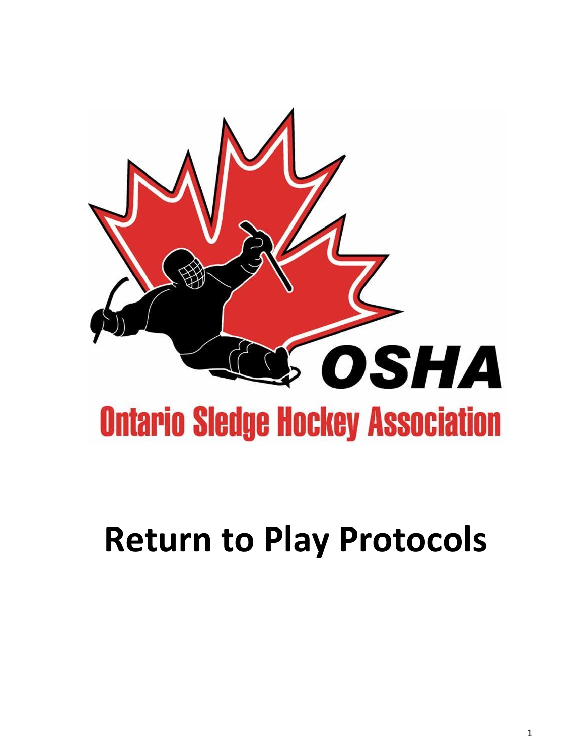OSHA

Ontario Sledge Hockey Association

# Return to Play Protocols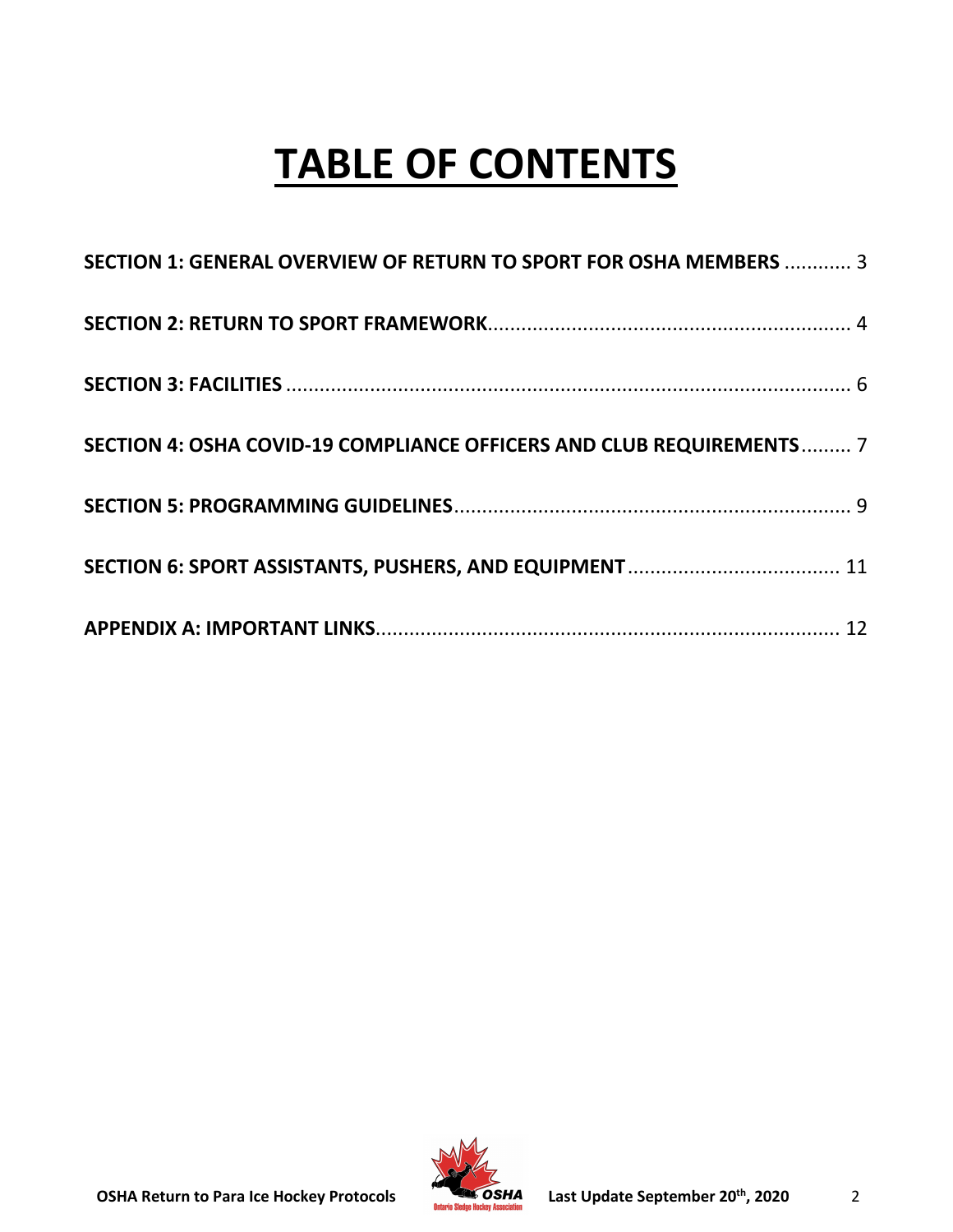# TABLE OF CONTENTS

| | |
|---|---|
| **SECTION 1: GENERAL OVERVIEW OF RETURN TO SPORT FOR OSHA MEMBERS** | 3 |
| **SECTION 2: RETURN TO SPORT FRAMEWORK** | 4 |
| **SECTION 3: FACILITIES** | 6 |
| **SECTION 4: OSHA COVID-19 COMPLIANCE OFFICERS AND CLUB REQUIREMENTS** | 7 |
| **SECTION 5: PROGRAMMING GUIDELINES** | 9 |
| **SECTION 6: SPORT ASSISTANTS, PUSHERS, AND EQUIPMENT** | 11 |
| **APPENDIX A: IMPORTANT LINKS** | 12 |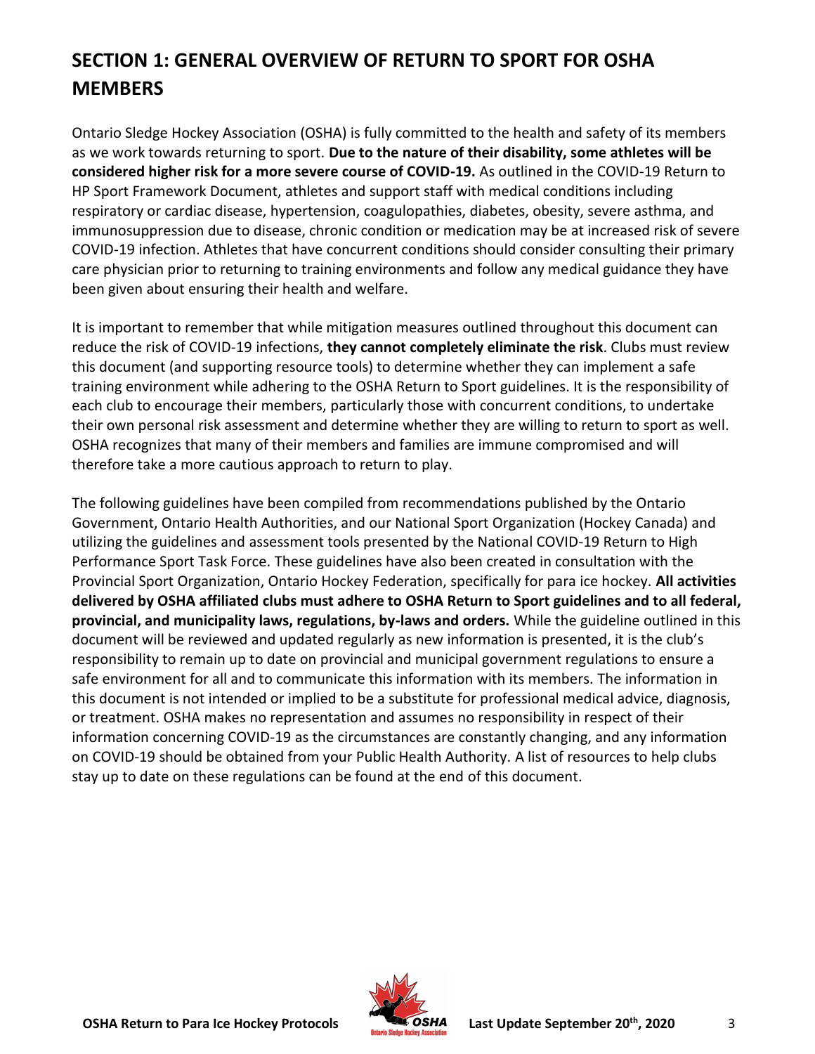## SECTION 1: GENERAL OVERVIEW OF RETURN TO SPORT FOR OSHA MEMBERS

Ontario Sledge Hockey Association (OSHA) is fully committed to the health and safety of its members as we work towards returning to sport. **Due to the nature of their disability, some athletes will be considered higher risk for a more severe course of COVID-19.** As outlined in the COVID-19 Return to HP Sport Framework Document, athletes and support staff with medical conditions including respiratory or cardiac disease, hypertension, coagulopathies, diabetes, obesity, severe asthma, and immunosuppression due to disease, chronic condition or medication may be at increased risk of severe COVID-19 infection. Athletes that have concurrent conditions should consider consulting their primary care physician prior to returning to training environments and follow any medical guidance they have been given about ensuring their health and welfare.

It is important to remember that while mitigation measures outlined throughout this document can reduce the risk of COVID-19 infections, **they cannot completely eliminate the risk**. Clubs must review this document (and supporting resource tools) to determine whether they can implement a safe training environment while adhering to the OSHA Return to Sport guidelines. It is the responsibility of each club to encourage their members, particularly those with concurrent conditions, to undertake their own personal risk assessment and determine whether they are willing to return to sport as well. OSHA recognizes that many of their members and families are immune compromised and will therefore take a more cautious approach to return to play.

The following guidelines have been compiled from recommendations published by the Ontario Government, Ontario Health Authorities, and our National Sport Organization (Hockey Canada) and utilizing the guidelines and assessment tools presented by the National COVID-19 Return to High Performance Sport Task Force. These guidelines have also been created in consultation with the Provincial Sport Organization, Ontario Hockey Federation, specifically for para ice hockey. **All activities delivered by OSHA affiliated clubs must adhere to OSHA Return to Sport guidelines and to all federal, provincial, and municipality laws, regulations, by-laws and orders.** While the guideline outlined in this document will be reviewed and updated regularly as new information is presented, it is the club's responsibility to remain up to date on provincial and municipal government regulations to ensure a safe environment for all and to communicate this information with its members. The information in this document is not intended or implied to be a substitute for professional medical advice, diagnosis, or treatment. OSHA makes no representation and assumes no responsibility in respect of their information concerning COVID-19 as the circumstances are constantly changing, and any information on COVID-19 should be obtained from your Public Health Authority. A list of resources to help clubs stay up to date on these regulations can be found at the end of this document.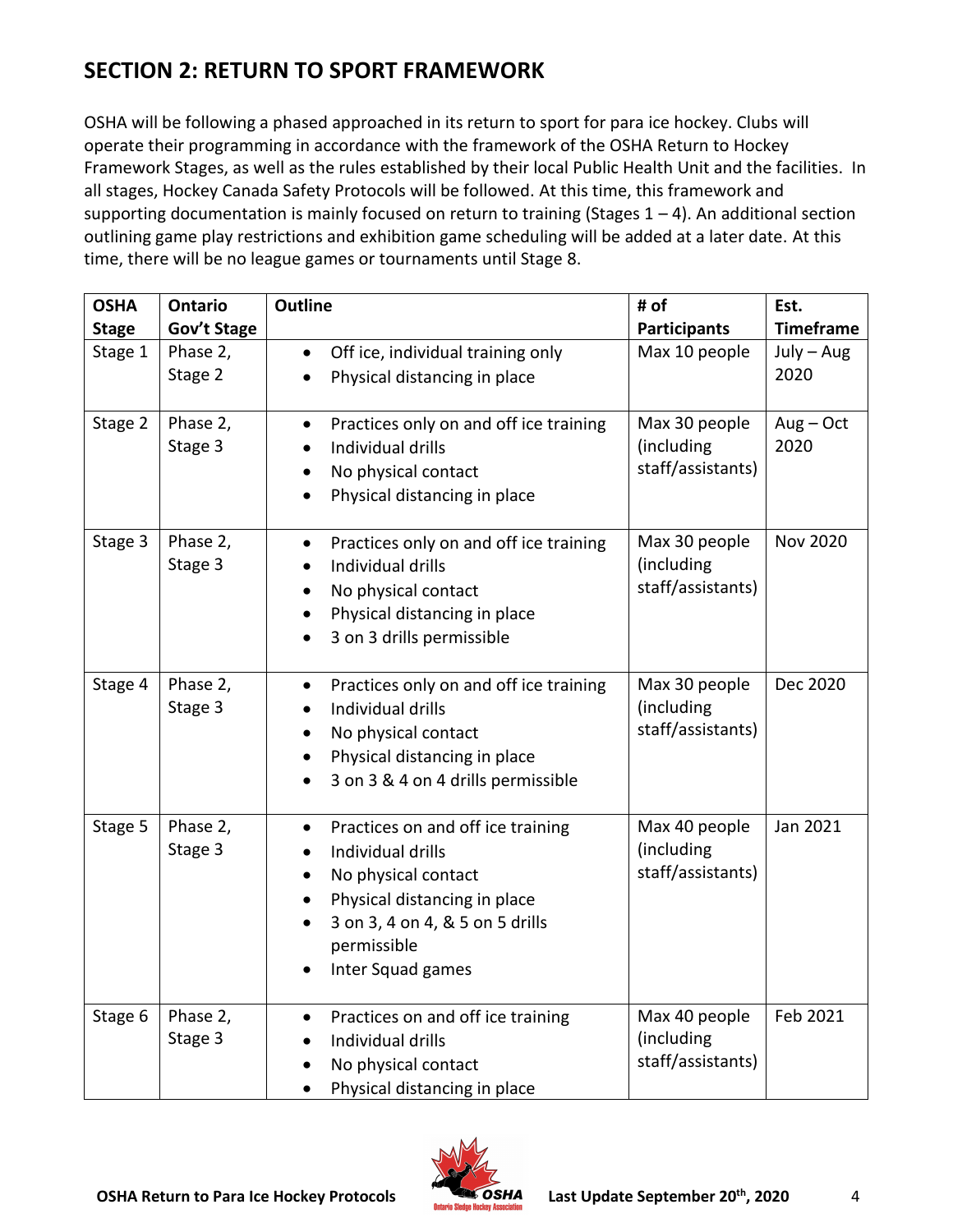## SECTION 2: RETURN TO SPORT FRAMEWORK

OSHA will be following a phased approached in its return to sport for para ice hockey. Clubs will operate their programming in accordance with the framework of the OSHA Return to Hockey Framework Stages, as well as the rules established by their local Public Health Unit and the facilities. In all stages, Hockey Canada Safety Protocols will be followed. At this time, this framework and supporting documentation is mainly focused on return to training (Stages 1 – 4). An additional section outlining game play restrictions and exhibition game scheduling will be added at a later date. At this time, there will be no league games or tournaments until Stage 8.

| OSHA Stage | Ontario Gov't Stage | Outline | # of Participants | Est. Timeframe |
|---|---|---|---|---|
| Stage 1 | Phase 2, Stage 2 | • Off ice, individual training only<br>• Physical distancing in place | Max 10 people | July – Aug 2020 |
| Stage 2 | Phase 2, Stage 3 | • Practices only on and off ice training<br>• Individual drills<br>• No physical contact<br>• Physical distancing in place | Max 30 people (including staff/assistants) | Aug – Oct 2020 |
| Stage 3 | Phase 2, Stage 3 | • Practices only on and off ice training<br>• Individual drills<br>• No physical contact<br>• Physical distancing in place<br>• 3 on 3 drills permissible | Max 30 people (including staff/assistants) | Nov 2020 |
| Stage 4 | Phase 2, Stage 3 | • Practices only on and off ice training<br>• Individual drills<br>• No physical contact<br>• Physical distancing in place<br>• 3 on 3 & 4 on 4 drills permissible | Max 30 people (including staff/assistants) | Dec 2020 |
| Stage 5 | Phase 2, Stage 3 | • Practices on and off ice training<br>• Individual drills<br>• No physical contact<br>• Physical distancing in place<br>• 3 on 3, 4 on 4, & 5 on 5 drills permissible<br>• Inter Squad games | Max 40 people (including staff/assistants) | Jan 2021 |
| Stage 6 | Phase 2, Stage 3 | • Practices on and off ice training<br>• Individual drills<br>• No physical contact<br>• Physical distancing in place | Max 40 people (including staff/assistants) | Feb 2021 |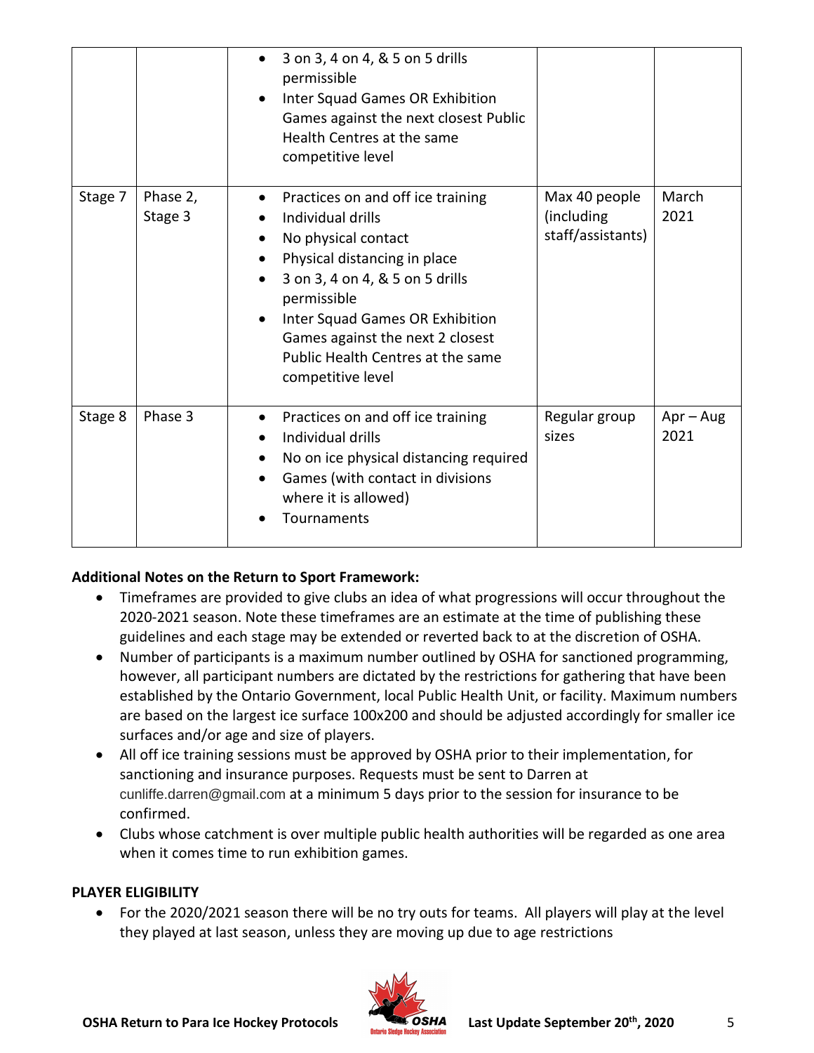| | | • 3 on 3, 4 on 4, & 5 on 5 drills permissible<br>• Inter Squad Games OR Exhibition Games against the next closest Public Health Centres at the same competitive level | | |
|---|---|---|---|---|
| Stage 7 | Phase 2, Stage 3 | • Practices on and off ice training<br>• Individual drills<br>• No physical contact<br>• Physical distancing in place<br>• 3 on 3, 4 on 4, & 5 on 5 drills permissible<br>• Inter Squad Games OR Exhibition Games against the next 2 closest Public Health Centres at the same competitive level | Max 40 people (including staff/assistants) | March 2021 |
| Stage 8 | Phase 3 | • Practices on and off ice training<br>• Individual drills<br>• No on ice physical distancing required<br>• Games (with contact in divisions where it is allowed)<br>• Tournaments | Regular group sizes | Apr – Aug 2021 |

**Additional Notes on the Return to Sport Framework:**

- Timeframes are provided to give clubs an idea of what progressions will occur throughout the 2020-2021 season. Note these timeframes are an estimate at the time of publishing these guidelines and each stage may be extended or reverted back to at the discretion of OSHA.
- Number of participants is a maximum number outlined by OSHA for sanctioned programming, however, all participant numbers are dictated by the restrictions for gathering that have been established by the Ontario Government, local Public Health Unit, or facility. Maximum numbers are based on the largest ice surface 100x200 and should be adjusted accordingly for smaller ice surfaces and/or age and size of players.
- All off ice training sessions must be approved by OSHA prior to their implementation, for sanctioning and insurance purposes. Requests must be sent to Darren at cunliffe.darren@gmail.com at a minimum 5 days prior to the session for insurance to be confirmed.
- Clubs whose catchment is over multiple public health authorities will be regarded as one area when it comes time to run exhibition games.

**PLAYER ELIGIBILITY**

- For the 2020/2021 season there will be no try outs for teams. All players will play at the level they played at last season, unless they are moving up due to age restrictions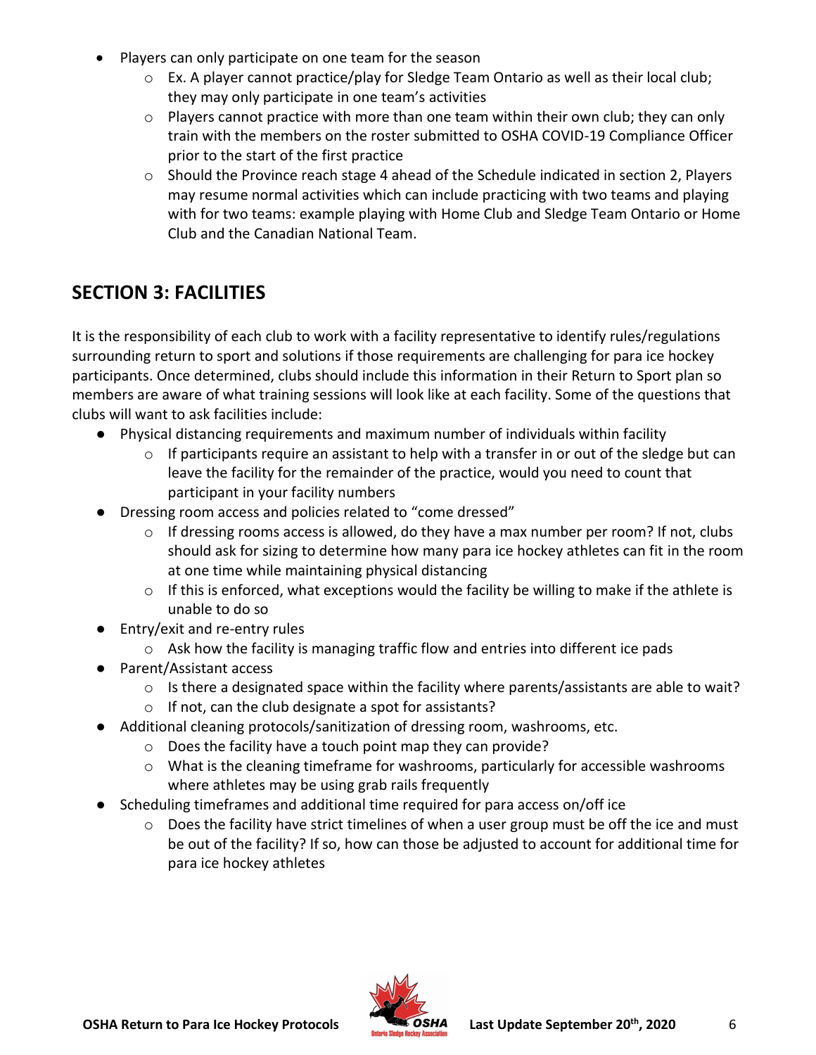- Players can only participate on one team for the season
  - Ex. A player cannot practice/play for Sledge Team Ontario as well as their local club; they may only participate in one team's activities
  - Players cannot practice with more than one team within their own club; they can only train with the members on the roster submitted to OSHA COVID-19 Compliance Officer prior to the start of the first practice
  - Should the Province reach stage 4 ahead of the Schedule indicated in section 2, Players may resume normal activities which can include practicing with two teams and playing with for two teams: example playing with Home Club and Sledge Team Ontario or Home Club and the Canadian National Team.

## SECTION 3: FACILITIES

It is the responsibility of each club to work with a facility representative to identify rules/regulations surrounding return to sport and solutions if those requirements are challenging for para ice hockey participants. Once determined, clubs should include this information in their Return to Sport plan so members are aware of what training sessions will look like at each facility. Some of the questions that clubs will want to ask facilities include:

- Physical distancing requirements and maximum number of individuals within facility
  - If participants require an assistant to help with a transfer in or out of the sledge but can leave the facility for the remainder of the practice, would you need to count that participant in your facility numbers
- Dressing room access and policies related to "come dressed"
  - If dressing rooms access is allowed, do they have a max number per room? If not, clubs should ask for sizing to determine how many para ice hockey athletes can fit in the room at one time while maintaining physical distancing
  - If this is enforced, what exceptions would the facility be willing to make if the athlete is unable to do so
- Entry/exit and re-entry rules
  - Ask how the facility is managing traffic flow and entries into different ice pads
- Parent/Assistant access
  - Is there a designated space within the facility where parents/assistants are able to wait?
  - If not, can the club designate a spot for assistants?
- Additional cleaning protocols/sanitization of dressing room, washrooms, etc.
  - Does the facility have a touch point map they can provide?
  - What is the cleaning timeframe for washrooms, particularly for accessible washrooms where athletes may be using grab rails frequently
- Scheduling timeframes and additional time required for para access on/off ice
  - Does the facility have strict timelines of when a user group must be off the ice and must be out of the facility? If so, how can those be adjusted to account for additional time for para ice hockey athletes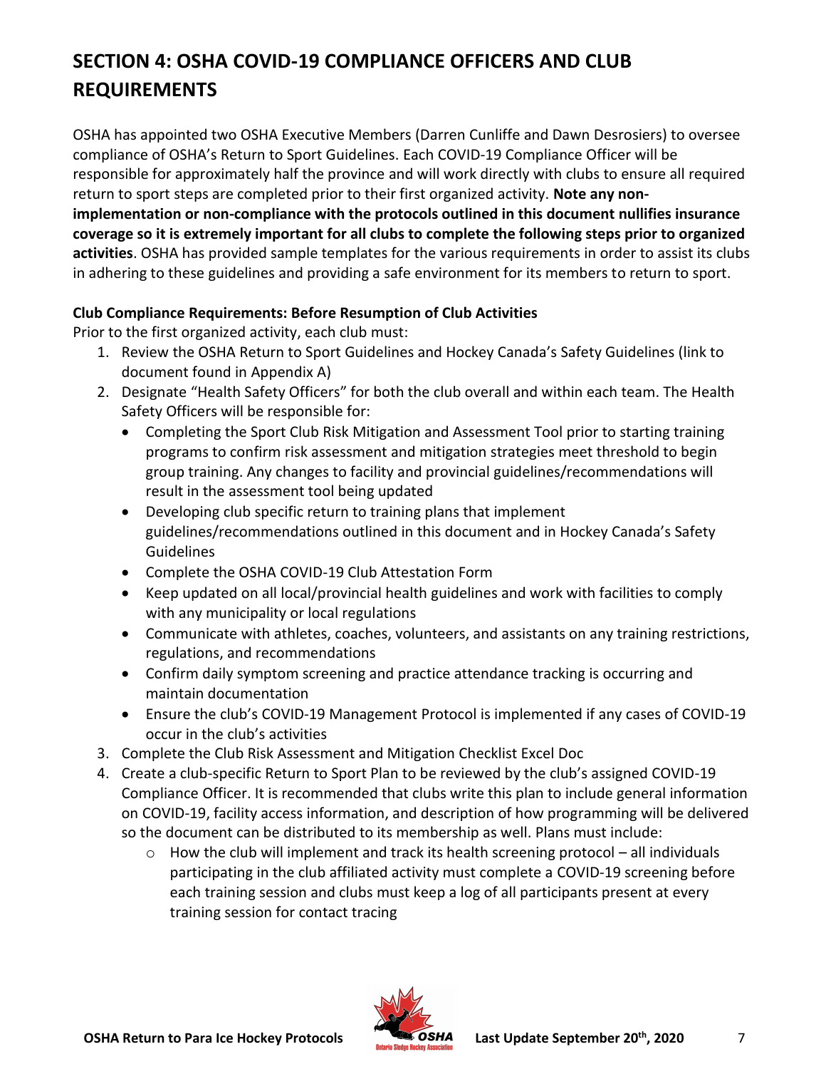## SECTION 4: OSHA COVID-19 COMPLIANCE OFFICERS AND CLUB REQUIREMENTS

OSHA has appointed two OSHA Executive Members (Darren Cunliffe and Dawn Desrosiers) to oversee compliance of OSHA's Return to Sport Guidelines. Each COVID-19 Compliance Officer will be responsible for approximately half the province and will work directly with clubs to ensure all required return to sport steps are completed prior to their first organized activity. **Note any non-implementation or non-compliance with the protocols outlined in this document nullifies insurance coverage so it is extremely important for all clubs to complete the following steps prior to organized activities**. OSHA has provided sample templates for the various requirements in order to assist its clubs in adhering to these guidelines and providing a safe environment for its members to return to sport.

**Club Compliance Requirements: Before Resumption of Club Activities**

Prior to the first organized activity, each club must:

1. Review the OSHA Return to Sport Guidelines and Hockey Canada's Safety Guidelines (link to document found in Appendix A)
2. Designate "Health Safety Officers" for both the club overall and within each team. The Health Safety Officers will be responsible for:
   - Completing the Sport Club Risk Mitigation and Assessment Tool prior to starting training programs to confirm risk assessment and mitigation strategies meet threshold to begin group training. Any changes to facility and provincial guidelines/recommendations will result in the assessment tool being updated
   - Developing club specific return to training plans that implement guidelines/recommendations outlined in this document and in Hockey Canada's Safety Guidelines
   - Complete the OSHA COVID-19 Club Attestation Form
   - Keep updated on all local/provincial health guidelines and work with facilities to comply with any municipality or local regulations
   - Communicate with athletes, coaches, volunteers, and assistants on any training restrictions, regulations, and recommendations
   - Confirm daily symptom screening and practice attendance tracking is occurring and maintain documentation
   - Ensure the club's COVID-19 Management Protocol is implemented if any cases of COVID-19 occur in the club's activities
3. Complete the Club Risk Assessment and Mitigation Checklist Excel Doc
4. Create a club-specific Return to Sport Plan to be reviewed by the club's assigned COVID-19 Compliance Officer. It is recommended that clubs write this plan to include general information on COVID-19, facility access information, and description of how programming will be delivered so the document can be distributed to its membership as well. Plans must include:
   - How the club will implement and track its health screening protocol – all individuals participating in the club affiliated activity must complete a COVID-19 screening before each training session and clubs must keep a log of all participants present at every training session for contact tracing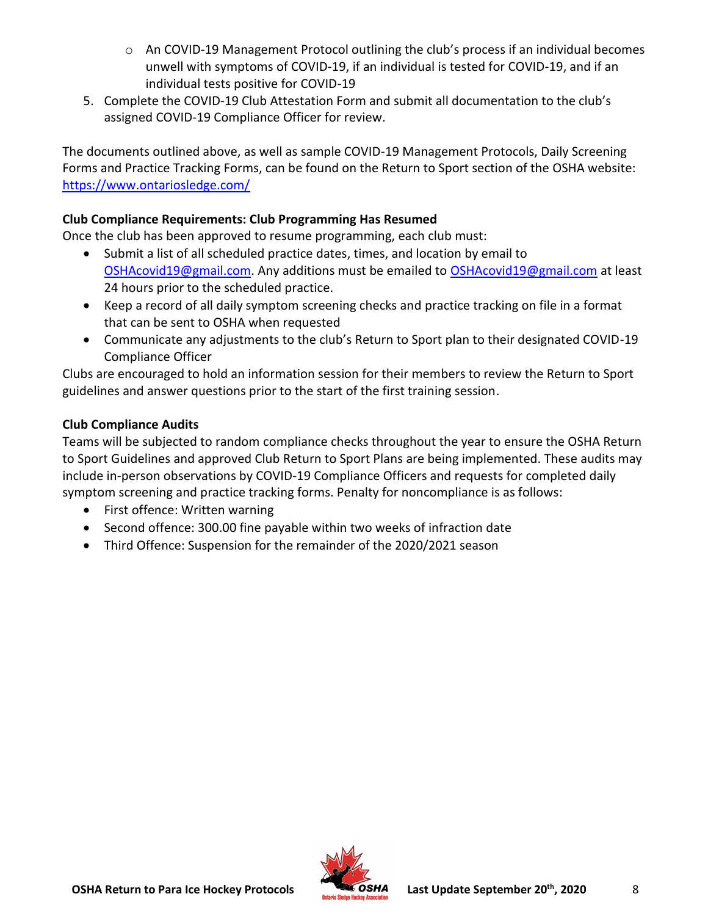- An COVID-19 Management Protocol outlining the club's process if an individual becomes unwell with symptoms of COVID-19, if an individual is tested for COVID-19, and if an individual tests positive for COVID-19
5. Complete the COVID-19 Club Attestation Form and submit all documentation to the club's assigned COVID-19 Compliance Officer for review.

The documents outlined above, as well as sample COVID-19 Management Protocols, Daily Screening Forms and Practice Tracking Forms, can be found on the Return to Sport section of the OSHA website: https://www.ontariosledge.com/

**Club Compliance Requirements: Club Programming Has Resumed**

Once the club has been approved to resume programming, each club must:

- Submit a list of all scheduled practice dates, times, and location by email to OSHAcovid19@gmail.com. Any additions must be emailed to OSHAcovid19@gmail.com at least 24 hours prior to the scheduled practice.
- Keep a record of all daily symptom screening checks and practice tracking on file in a format that can be sent to OSHA when requested
- Communicate any adjustments to the club's Return to Sport plan to their designated COVID-19 Compliance Officer

Clubs are encouraged to hold an information session for their members to review the Return to Sport guidelines and answer questions prior to the start of the first training session.

**Club Compliance Audits**

Teams will be subjected to random compliance checks throughout the year to ensure the OSHA Return to Sport Guidelines and approved Club Return to Sport Plans are being implemented. These audits may include in-person observations by COVID-19 Compliance Officers and requests for completed daily symptom screening and practice tracking forms. Penalty for noncompliance is as follows:

- First offence: Written warning
- Second offence: 300.00 fine payable within two weeks of infraction date
- Third Offence: Suspension for the remainder of the 2020/2021 season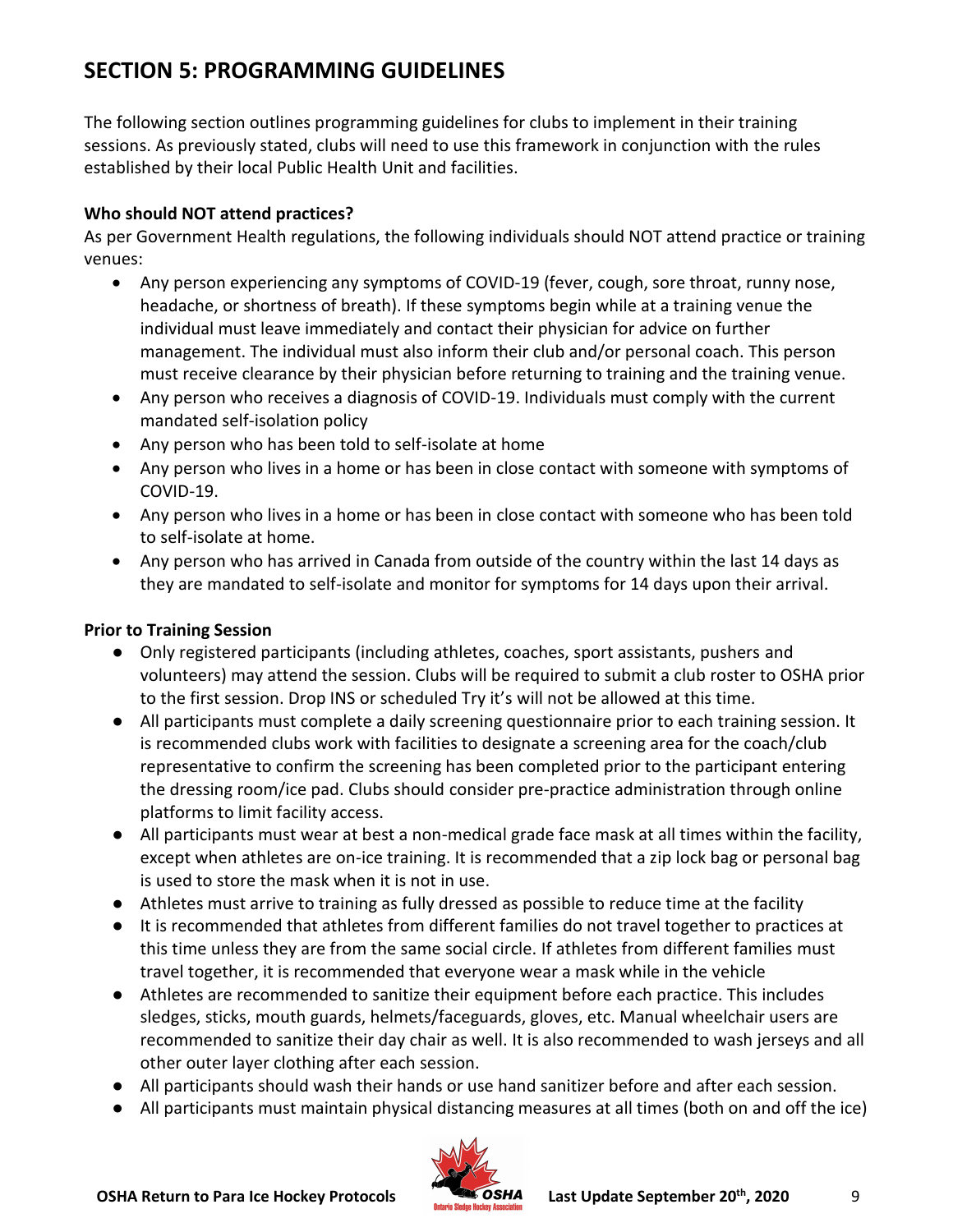## SECTION 5: PROGRAMMING GUIDELINES

The following section outlines programming guidelines for clubs to implement in their training sessions. As previously stated, clubs will need to use this framework in conjunction with the rules established by their local Public Health Unit and facilities.

**Who should NOT attend practices?**

As per Government Health regulations, the following individuals should NOT attend practice or training venues:

- Any person experiencing any symptoms of COVID-19 (fever, cough, sore throat, runny nose, headache, or shortness of breath). If these symptoms begin while at a training venue the individual must leave immediately and contact their physician for advice on further management. The individual must also inform their club and/or personal coach. This person must receive clearance by their physician before returning to training and the training venue.
- Any person who receives a diagnosis of COVID-19. Individuals must comply with the current mandated self-isolation policy
- Any person who has been told to self-isolate at home
- Any person who lives in a home or has been in close contact with someone with symptoms of COVID-19.
- Any person who lives in a home or has been in close contact with someone who has been told to self-isolate at home.
- Any person who has arrived in Canada from outside of the country within the last 14 days as they are mandated to self-isolate and monitor for symptoms for 14 days upon their arrival.

**Prior to Training Session**

- Only registered participants (including athletes, coaches, sport assistants, pushers and volunteers) may attend the session. Clubs will be required to submit a club roster to OSHA prior to the first session. Drop INS or scheduled Try it's will not be allowed at this time.
- All participants must complete a daily screening questionnaire prior to each training session. It is recommended clubs work with facilities to designate a screening area for the coach/club representative to confirm the screening has been completed prior to the participant entering the dressing room/ice pad. Clubs should consider pre-practice administration through online platforms to limit facility access.
- All participants must wear at best a non-medical grade face mask at all times within the facility, except when athletes are on-ice training. It is recommended that a zip lock bag or personal bag is used to store the mask when it is not in use.
- Athletes must arrive to training as fully dressed as possible to reduce time at the facility
- It is recommended that athletes from different families do not travel together to practices at this time unless they are from the same social circle. If athletes from different families must travel together, it is recommended that everyone wear a mask while in the vehicle
- Athletes are recommended to sanitize their equipment before each practice. This includes sledges, sticks, mouth guards, helmets/faceguards, gloves, etc. Manual wheelchair users are recommended to sanitize their day chair as well. It is also recommended to wash jerseys and all other outer layer clothing after each session.
- All participants should wash their hands or use hand sanitizer before and after each session.
- All participants must maintain physical distancing measures at all times (both on and off the ice)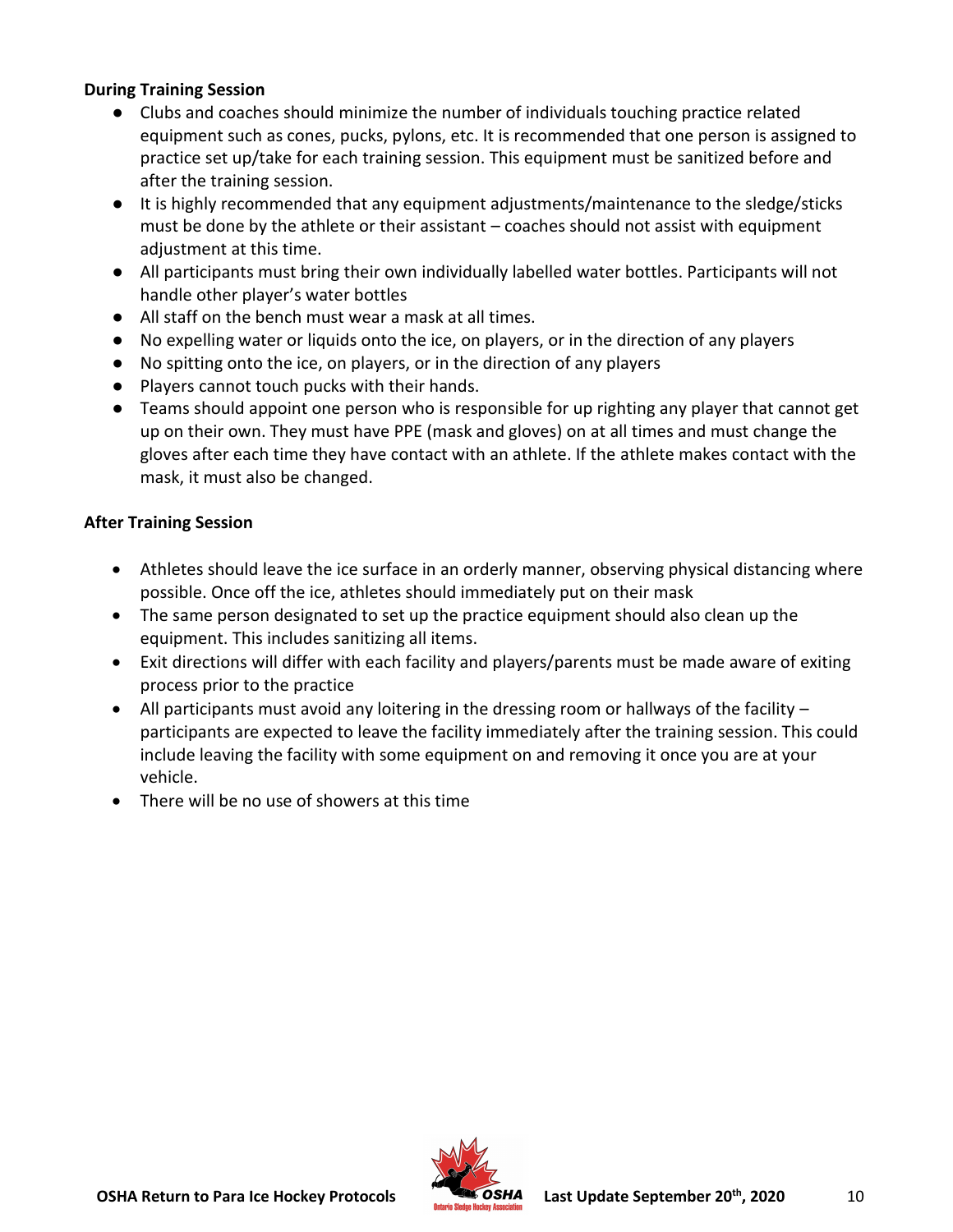**During Training Session**

- Clubs and coaches should minimize the number of individuals touching practice related equipment such as cones, pucks, pylons, etc. It is recommended that one person is assigned to practice set up/take for each training session. This equipment must be sanitized before and after the training session.
- It is highly recommended that any equipment adjustments/maintenance to the sledge/sticks must be done by the athlete or their assistant – coaches should not assist with equipment adjustment at this time.
- All participants must bring their own individually labelled water bottles. Participants will not handle other player's water bottles
- All staff on the bench must wear a mask at all times.
- No expelling water or liquids onto the ice, on players, or in the direction of any players
- No spitting onto the ice, on players, or in the direction of any players
- Players cannot touch pucks with their hands.
- Teams should appoint one person who is responsible for up righting any player that cannot get up on their own. They must have PPE (mask and gloves) on at all times and must change the gloves after each time they have contact with an athlete. If the athlete makes contact with the mask, it must also be changed.

**After Training Session**

- Athletes should leave the ice surface in an orderly manner, observing physical distancing where possible. Once off the ice, athletes should immediately put on their mask
- The same person designated to set up the practice equipment should also clean up the equipment. This includes sanitizing all items.
- Exit directions will differ with each facility and players/parents must be made aware of exiting process prior to the practice
- All participants must avoid any loitering in the dressing room or hallways of the facility – participants are expected to leave the facility immediately after the training session. This could include leaving the facility with some equipment on and removing it once you are at your vehicle.
- There will be no use of showers at this time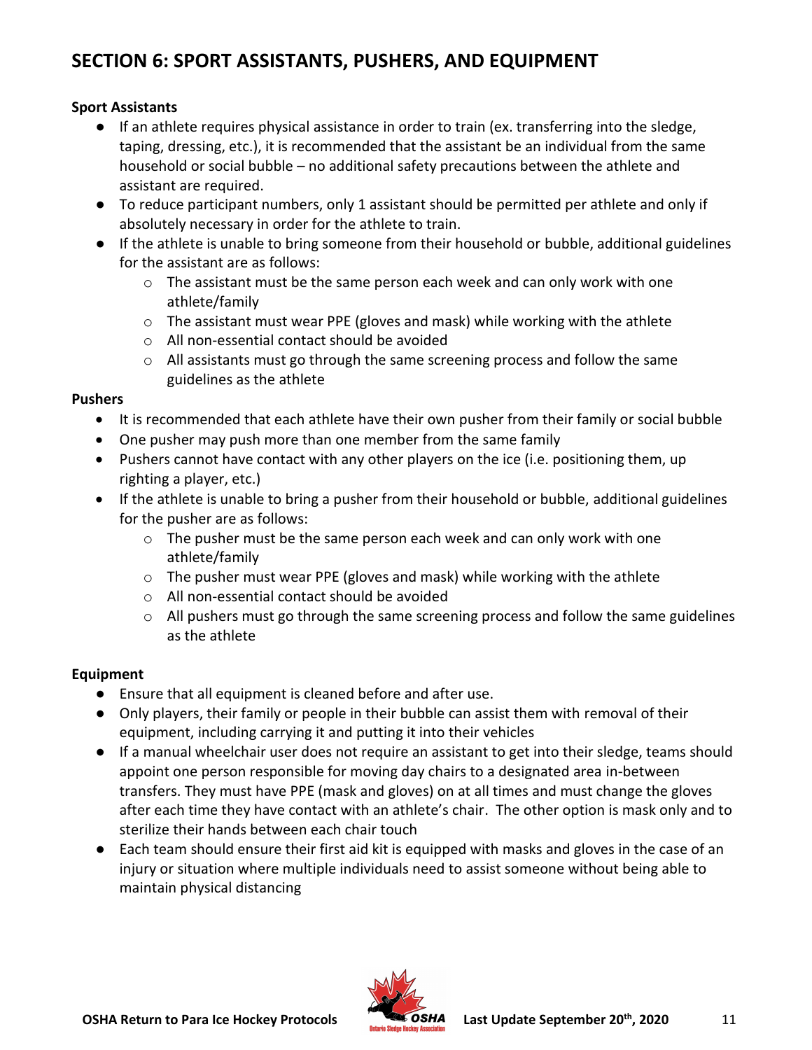## SECTION 6: SPORT ASSISTANTS, PUSHERS, AND EQUIPMENT

**Sport Assistants**

- If an athlete requires physical assistance in order to train (ex. transferring into the sledge, taping, dressing, etc.), it is recommended that the assistant be an individual from the same household or social bubble – no additional safety precautions between the athlete and assistant are required.
- To reduce participant numbers, only 1 assistant should be permitted per athlete and only if absolutely necessary in order for the athlete to train.
- If the athlete is unable to bring someone from their household or bubble, additional guidelines for the assistant are as follows:
  - The assistant must be the same person each week and can only work with one athlete/family
  - The assistant must wear PPE (gloves and mask) while working with the athlete
  - All non-essential contact should be avoided
  - All assistants must go through the same screening process and follow the same guidelines as the athlete

**Pushers**

- It is recommended that each athlete have their own pusher from their family or social bubble
- One pusher may push more than one member from the same family
- Pushers cannot have contact with any other players on the ice (i.e. positioning them, up righting a player, etc.)
- If the athlete is unable to bring a pusher from their household or bubble, additional guidelines for the pusher are as follows:
  - The pusher must be the same person each week and can only work with one athlete/family
  - The pusher must wear PPE (gloves and mask) while working with the athlete
  - All non-essential contact should be avoided
  - All pushers must go through the same screening process and follow the same guidelines as the athlete

**Equipment**

- Ensure that all equipment is cleaned before and after use.
- Only players, their family or people in their bubble can assist them with removal of their equipment, including carrying it and putting it into their vehicles
- If a manual wheelchair user does not require an assistant to get into their sledge, teams should appoint one person responsible for moving day chairs to a designated area in-between transfers. They must have PPE (mask and gloves) on at all times and must change the gloves after each time they have contact with an athlete's chair. The other option is mask only and to sterilize their hands between each chair touch
- Each team should ensure their first aid kit is equipped with masks and gloves in the case of an injury or situation where multiple individuals need to assist someone without being able to maintain physical distancing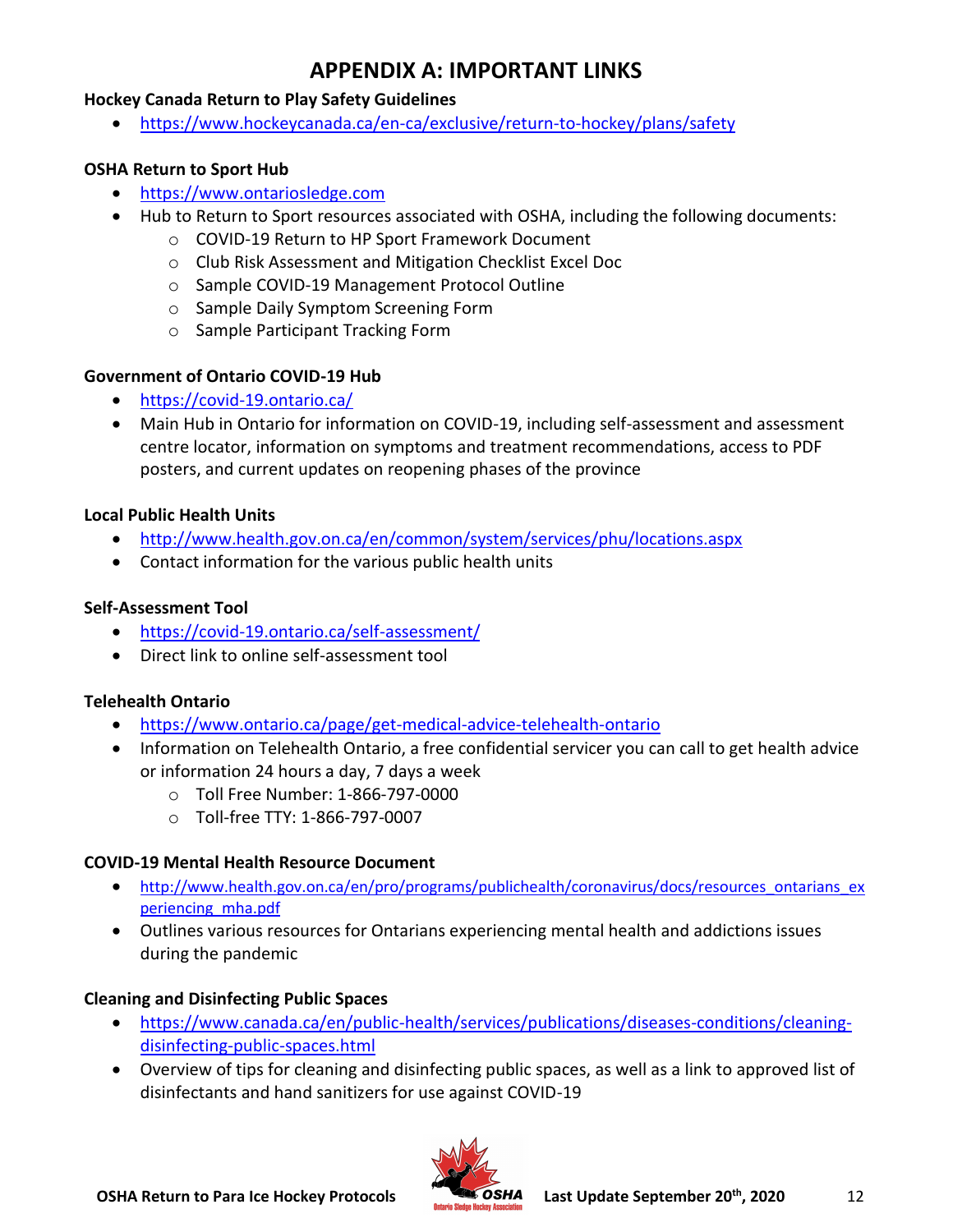# APPENDIX A: IMPORTANT LINKS

**Hockey Canada Return to Play Safety Guidelines**

- https://www.hockeycanada.ca/en-ca/exclusive/return-to-hockey/plans/safety

**OSHA Return to Sport Hub**

- https://www.ontariosledge.com
- Hub to Return to Sport resources associated with OSHA, including the following documents:
  - COVID-19 Return to HP Sport Framework Document
  - Club Risk Assessment and Mitigation Checklist Excel Doc
  - Sample COVID-19 Management Protocol Outline
  - Sample Daily Symptom Screening Form
  - Sample Participant Tracking Form

**Government of Ontario COVID-19 Hub**

- https://covid-19.ontario.ca/
- Main Hub in Ontario for information on COVID-19, including self-assessment and assessment centre locator, information on symptoms and treatment recommendations, access to PDF posters, and current updates on reopening phases of the province

**Local Public Health Units**

- http://www.health.gov.on.ca/en/common/system/services/phu/locations.aspx
- Contact information for the various public health units

**Self-Assessment Tool**

- https://covid-19.ontario.ca/self-assessment/
- Direct link to online self-assessment tool

**Telehealth Ontario**

- https://www.ontario.ca/page/get-medical-advice-telehealth-ontario
- Information on Telehealth Ontario, a free confidential servicer you can call to get health advice or information 24 hours a day, 7 days a week
  - Toll Free Number: 1-866-797-0000
  - Toll-free TTY: 1-866-797-0007

**COVID-19 Mental Health Resource Document**

- http://www.health.gov.on.ca/en/pro/programs/publichealth/coronavirus/docs/resources_ontarians_experiencing_mha.pdf
- Outlines various resources for Ontarians experiencing mental health and addictions issues during the pandemic

**Cleaning and Disinfecting Public Spaces**

- https://www.canada.ca/en/public-health/services/publications/diseases-conditions/cleaning-disinfecting-public-spaces.html
- Overview of tips for cleaning and disinfecting public spaces, as well as a link to approved list of disinfectants and hand sanitizers for use against COVID-19